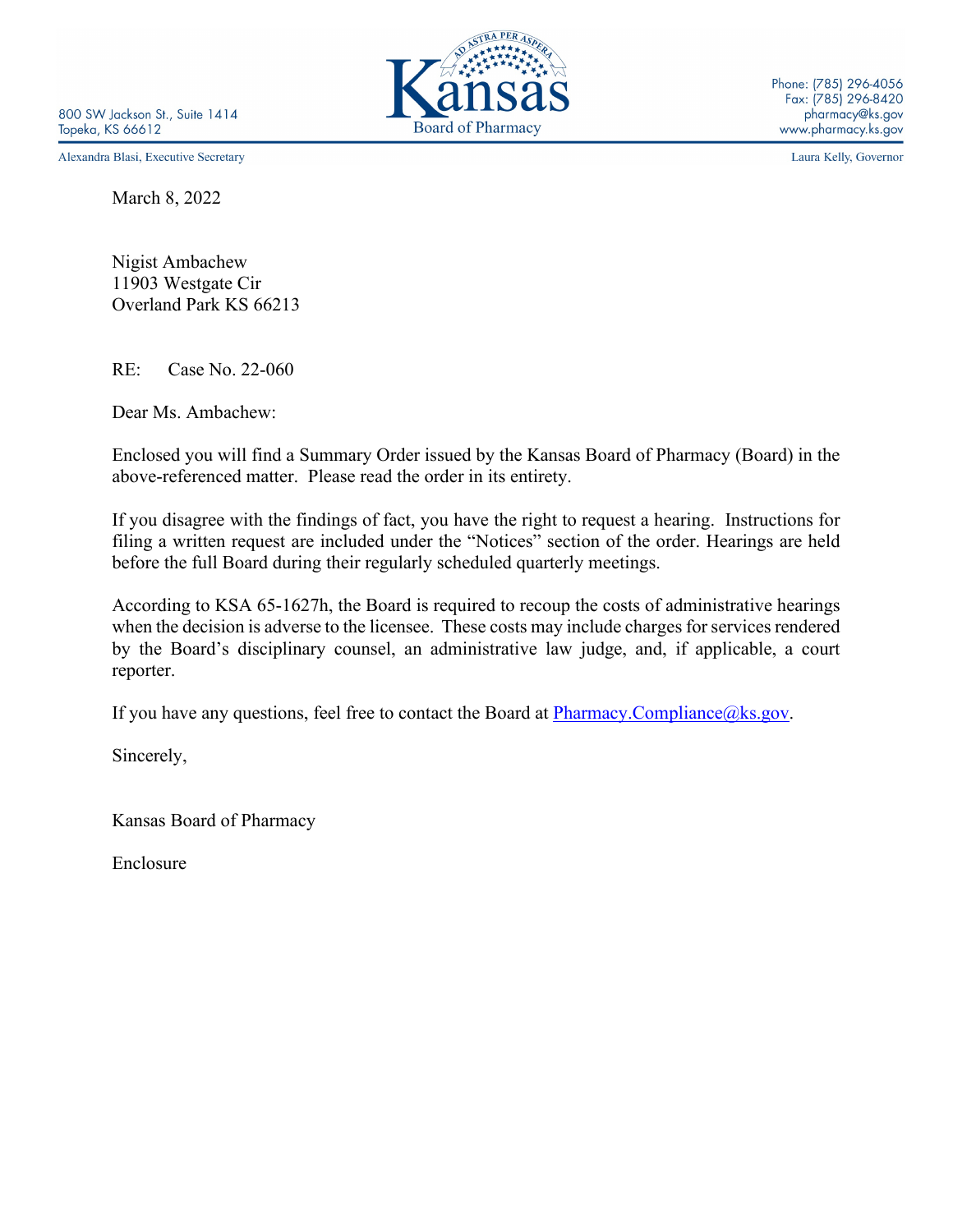800 SW Jackson St., Suite 1414
Topeka, KS 66612

Kansas Board of Pharmacy

Phone: (785) 296-4056
Fax: (785) 296-8420
pharmacy@ks.gov
www.pharmacy.ks.gov

Alexandra Blasi, Executive Secretary

Laura Kelly, Governor

March 8, 2022

Nigist Ambachew
11903 Westgate Cir
Overland Park KS 66213

RE: Case No. 22-060

Dear Ms. Ambachew:

Enclosed you will find a Summary Order issued by the Kansas Board of Pharmacy (Board) in the above-referenced matter. Please read the order in its entirety.

If you disagree with the findings of fact, you have the right to request a hearing. Instructions for filing a written request are included under the "Notices" section of the order. Hearings are held before the full Board during their regularly scheduled quarterly meetings.

According to KSA 65-1627h, the Board is required to recoup the costs of administrative hearings when the decision is adverse to the licensee. These costs may include charges for services rendered by the Board's disciplinary counsel, an administrative law judge, and, if applicable, a court reporter.

If you have any questions, feel free to contact the Board at Pharmacy.Compliance@ks.gov.

Sincerely,

Kansas Board of Pharmacy

Enclosure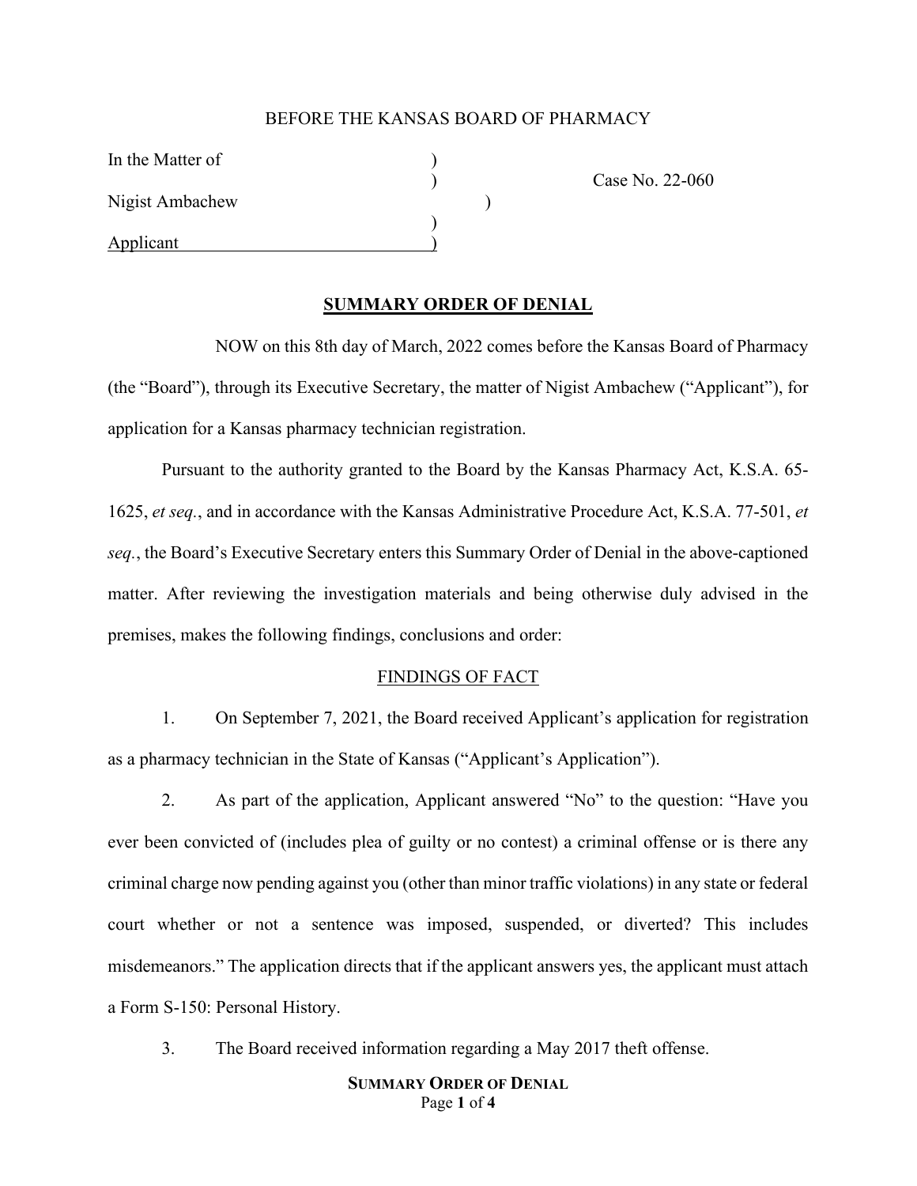BEFORE THE KANSAS BOARD OF PHARMACY

| | | |
|---|---|---|
| In the Matter of | ) | |
| | ) | Case No. 22-060 |
| Nigist Ambachew | ) | |
| | ) | |
| Applicant | ) | |

## SUMMARY ORDER OF DENIAL

NOW on this 8th day of March, 2022 comes before the Kansas Board of Pharmacy (the "Board"), through its Executive Secretary, the matter of Nigist Ambachew ("Applicant"), for application for a Kansas pharmacy technician registration.

Pursuant to the authority granted to the Board by the Kansas Pharmacy Act, K.S.A. 65-1625, *et seq.*, and in accordance with the Kansas Administrative Procedure Act, K.S.A. 77-501, *et seq.*, the Board's Executive Secretary enters this Summary Order of Denial in the above-captioned matter. After reviewing the investigation materials and being otherwise duly advised in the premises, makes the following findings, conclusions and order:

### FINDINGS OF FACT

1. On September 7, 2021, the Board received Applicant's application for registration as a pharmacy technician in the State of Kansas ("Applicant's Application").

2. As part of the application, Applicant answered "No" to the question: "Have you ever been convicted of (includes plea of guilty or no contest) a criminal offense or is there any criminal charge now pending against you (other than minor traffic violations) in any state or federal court whether or not a sentence was imposed, suspended, or diverted? This includes misdemeanors." The application directs that if the applicant answers yes, the applicant must attach a Form S-150: Personal History.

3. The Board received information regarding a May 2017 theft offense.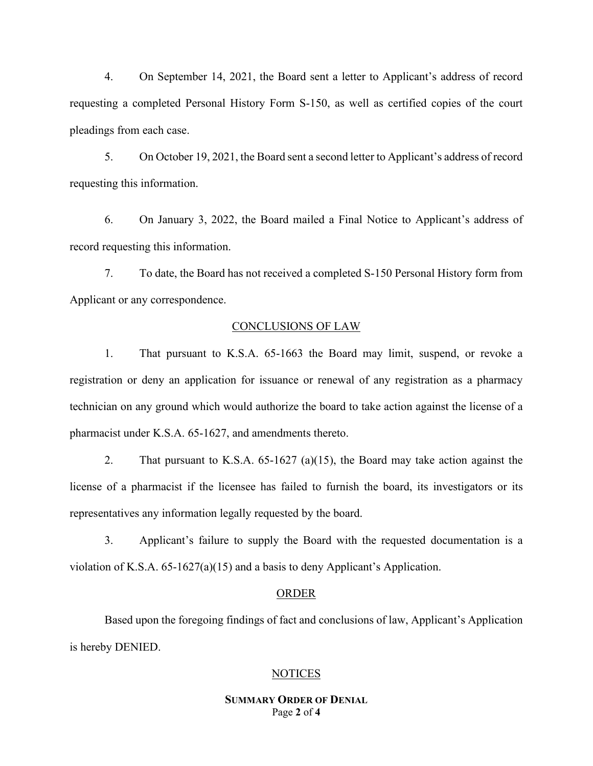4. On September 14, 2021, the Board sent a letter to Applicant's address of record requesting a completed Personal History Form S-150, as well as certified copies of the court pleadings from each case.

5. On October 19, 2021, the Board sent a second letter to Applicant's address of record requesting this information.

6. On January 3, 2022, the Board mailed a Final Notice to Applicant's address of record requesting this information.

7. To date, the Board has not received a completed S-150 Personal History form from Applicant or any correspondence.

## CONCLUSIONS OF LAW

1. That pursuant to K.S.A. 65-1663 the Board may limit, suspend, or revoke a registration or deny an application for issuance or renewal of any registration as a pharmacy technician on any ground which would authorize the board to take action against the license of a pharmacist under K.S.A. 65-1627, and amendments thereto.

2. That pursuant to K.S.A. 65-1627 (a)(15), the Board may take action against the license of a pharmacist if the licensee has failed to furnish the board, its investigators or its representatives any information legally requested by the board.

3. Applicant's failure to supply the Board with the requested documentation is a violation of K.S.A. 65-1627(a)(15) and a basis to deny Applicant's Application.

## ORDER

Based upon the foregoing findings of fact and conclusions of law, Applicant's Application is hereby DENIED.

## NOTICES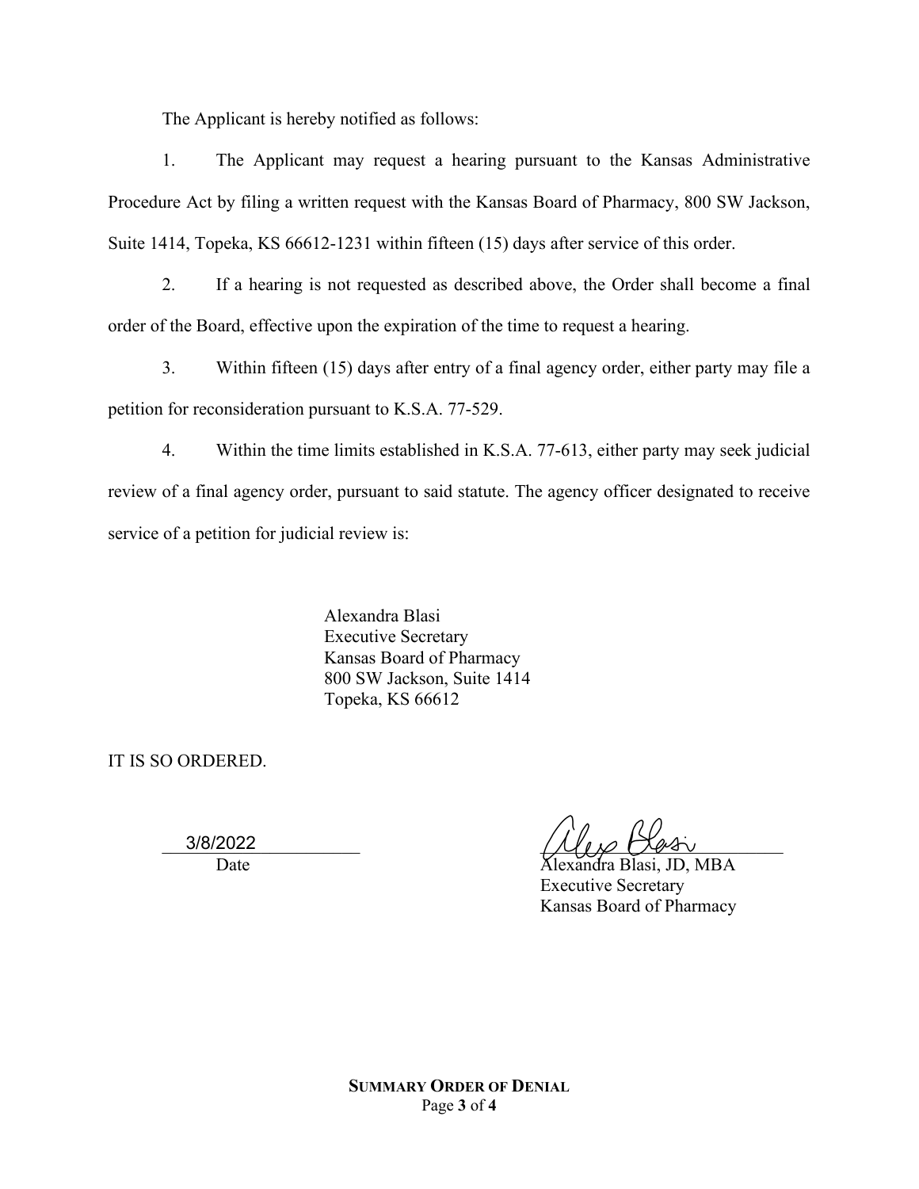The Applicant is hereby notified as follows:

1. The Applicant may request a hearing pursuant to the Kansas Administrative Procedure Act by filing a written request with the Kansas Board of Pharmacy, 800 SW Jackson, Suite 1414, Topeka, KS 66612-1231 within fifteen (15) days after service of this order.

2. If a hearing is not requested as described above, the Order shall become a final order of the Board, effective upon the expiration of the time to request a hearing.

3. Within fifteen (15) days after entry of a final agency order, either party may file a petition for reconsideration pursuant to K.S.A. 77-529.

4. Within the time limits established in K.S.A. 77-613, either party may seek judicial review of a final agency order, pursuant to said statute. The agency officer designated to receive service of a petition for judicial review is:

Alexandra Blasi
Executive Secretary
Kansas Board of Pharmacy
800 SW Jackson, Suite 1414
Topeka, KS 66612

IT IS SO ORDERED.

3/8/2022
Date

Alexandra Blasi, JD, MBA
Executive Secretary
Kansas Board of Pharmacy

**SUMMARY ORDER OF DENIAL**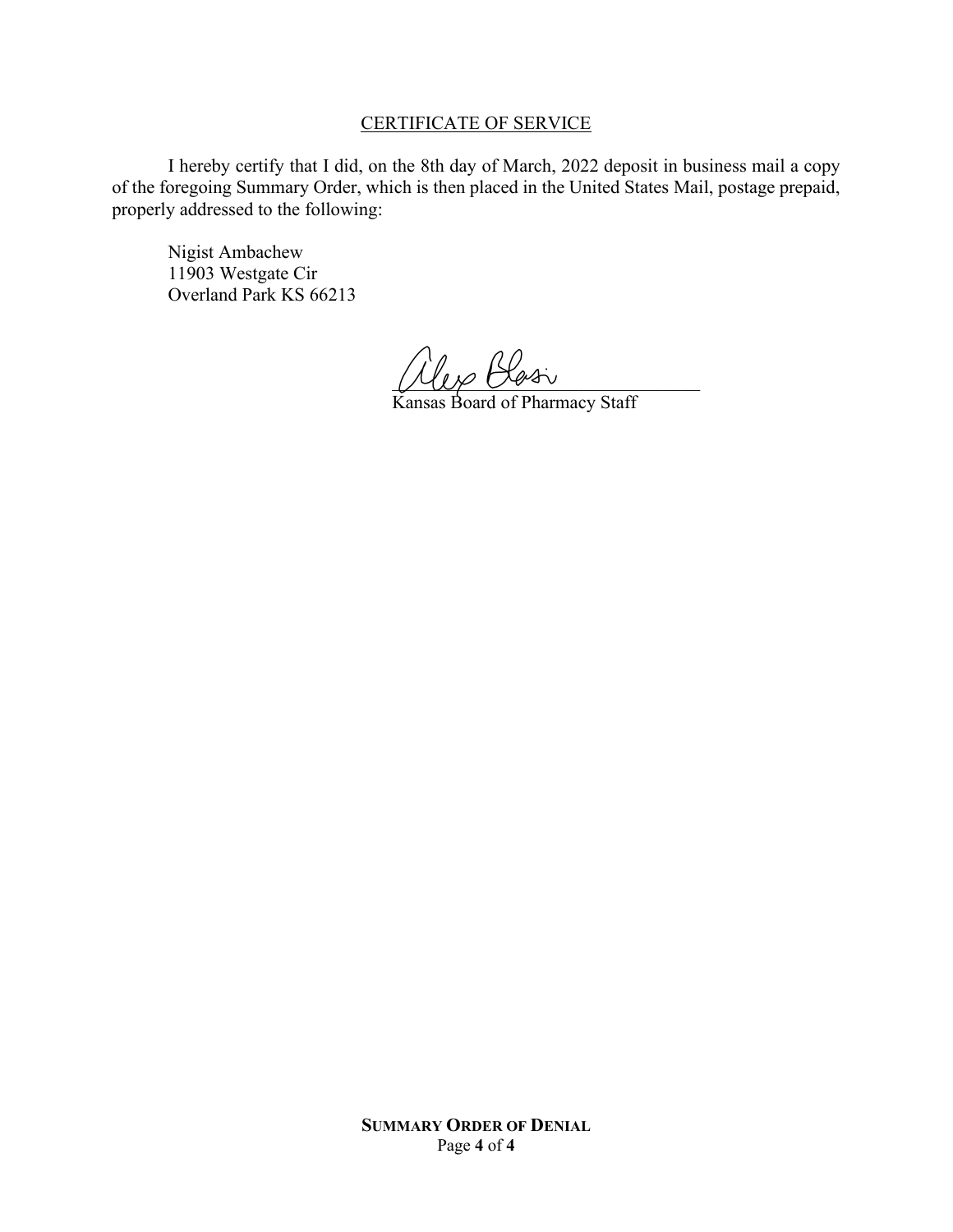## CERTIFICATE OF SERVICE

I hereby certify that I did, on the 8th day of March, 2022 deposit in business mail a copy of the foregoing Summary Order, which is then placed in the United States Mail, postage prepaid, properly addressed to the following:

Nigist Ambachew
11903 Westgate Cir
Overland Park KS 66213

Alex Blasi
Kansas Board of Pharmacy Staff

**SUMMARY ORDER OF DENIAL**